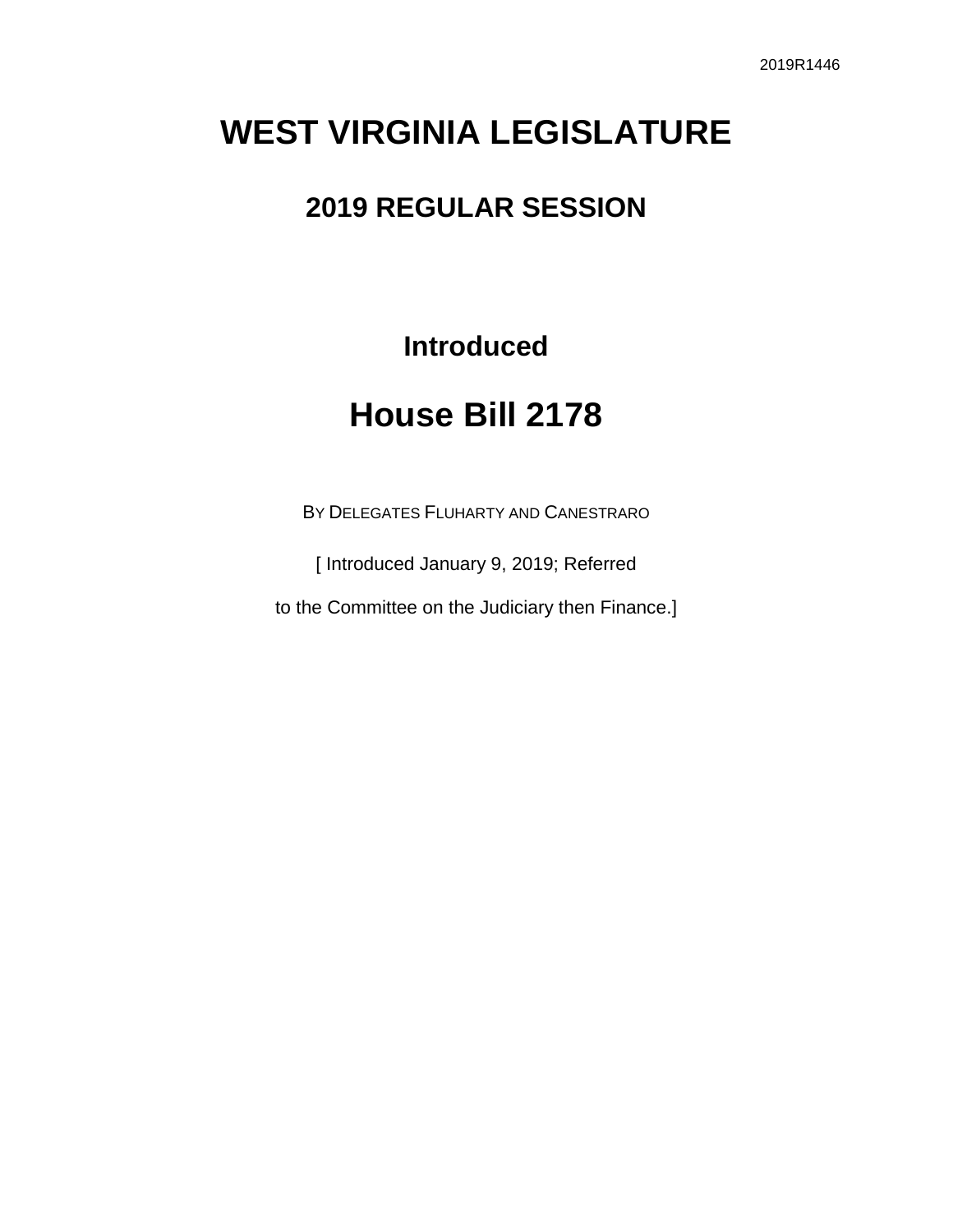2019R1446

# WEST VIRGINIA LEGISLATURE

## 2019 REGULAR SESSION

### Introduced

# House Bill 2178

BY DELEGATES FLUHARTY AND CANESTRARO

[ Introduced January 9, 2019; Referred

to the Committee on the Judiciary then Finance.]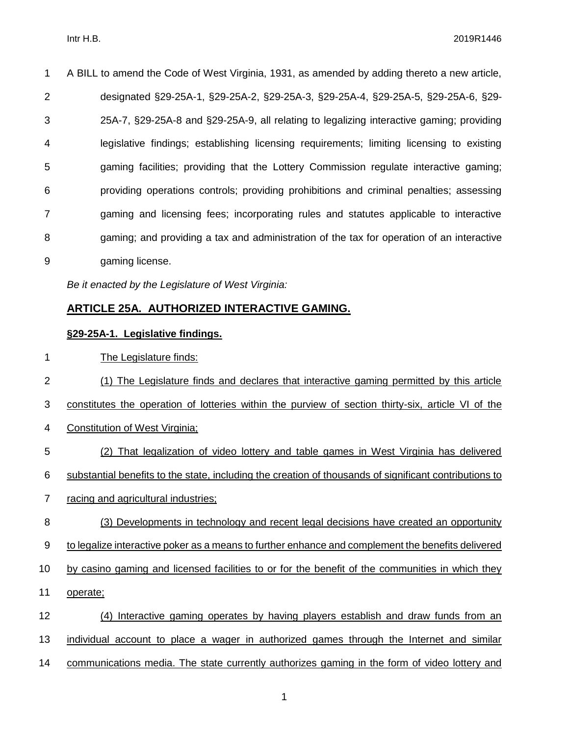A BILL to amend the Code of West Virginia, 1931, as amended by adding thereto a new article, designated §29-25A-1, §29-25A-2, §29-25A-3, §29-25A-4, §29-25A-5, §29-25A-6, §29-25A-7, §29-25A-8 and §29-25A-9, all relating to legalizing interactive gaming; providing legislative findings; establishing licensing requirements; limiting licensing to existing gaming facilities; providing that the Lottery Commission regulate interactive gaming; providing operations controls; providing prohibitions and criminal penalties; assessing gaming and licensing fees; incorporating rules and statutes applicable to interactive gaming; and providing a tax and administration of the tax for operation of an interactive gaming license.

*Be it enacted by the Legislature of West Virginia:*

## ARTICLE 25A. AUTHORIZED INTERACTIVE GAMING.

### §29-25A-1. Legislative findings.

The Legislature finds:

(1) The Legislature finds and declares that interactive gaming permitted by this article constitutes the operation of lotteries within the purview of section thirty-six, article VI of the Constitution of West Virginia;

(2) That legalization of video lottery and table games in West Virginia has delivered substantial benefits to the state, including the creation of thousands of significant contributions to racing and agricultural industries;

(3) Developments in technology and recent legal decisions have created an opportunity to legalize interactive poker as a means to further enhance and complement the benefits delivered by casino gaming and licensed facilities to or for the benefit of the communities in which they operate;

(4) Interactive gaming operates by having players establish and draw funds from an individual account to place a wager in authorized games through the Internet and similar communications media. The state currently authorizes gaming in the form of video lottery and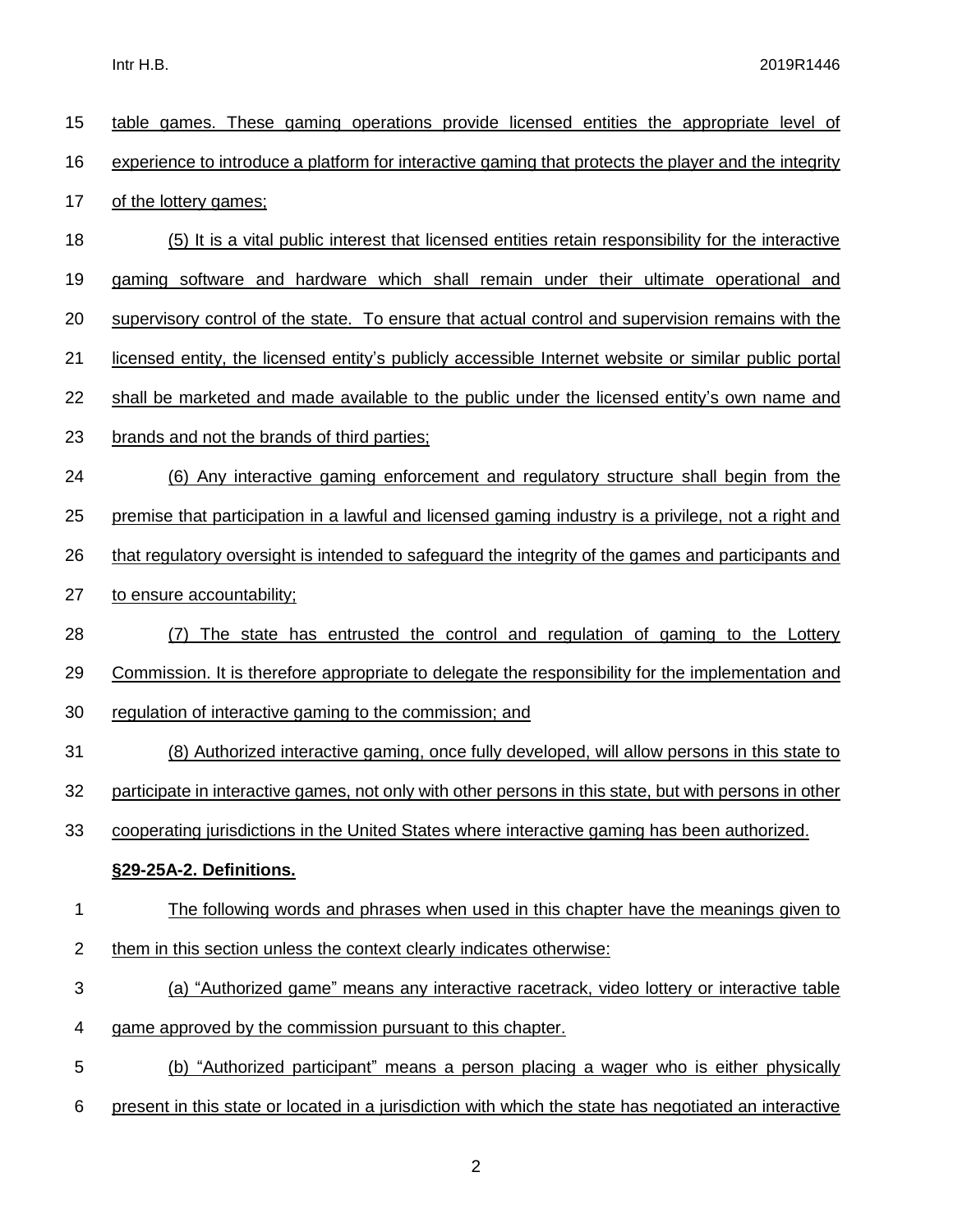table games. These gaming operations provide licensed entities the appropriate level of experience to introduce a platform for interactive gaming that protects the player and the integrity of the lottery games;

(5) It is a vital public interest that licensed entities retain responsibility for the interactive gaming software and hardware which shall remain under their ultimate operational and supervisory control of the state. To ensure that actual control and supervision remains with the licensed entity, the licensed entity's publicly accessible Internet website or similar public portal shall be marketed and made available to the public under the licensed entity's own name and brands and not the brands of third parties;

(6) Any interactive gaming enforcement and regulatory structure shall begin from the premise that participation in a lawful and licensed gaming industry is a privilege, not a right and that regulatory oversight is intended to safeguard the integrity of the games and participants and to ensure accountability;

(7) The state has entrusted the control and regulation of gaming to the Lottery Commission. It is therefore appropriate to delegate the responsibility for the implementation and regulation of interactive gaming to the commission; and

(8) Authorized interactive gaming, once fully developed, will allow persons in this state to participate in interactive games, not only with other persons in this state, but with persons in other cooperating jurisdictions in the United States where interactive gaming has been authorized.

**§29-25A-2. Definitions.**

The following words and phrases when used in this chapter have the meanings given to them in this section unless the context clearly indicates otherwise:

(a) "Authorized game" means any interactive racetrack, video lottery or interactive table game approved by the commission pursuant to this chapter.

(b) "Authorized participant" means a person placing a wager who is either physically present in this state or located in a jurisdiction with which the state has negotiated an interactive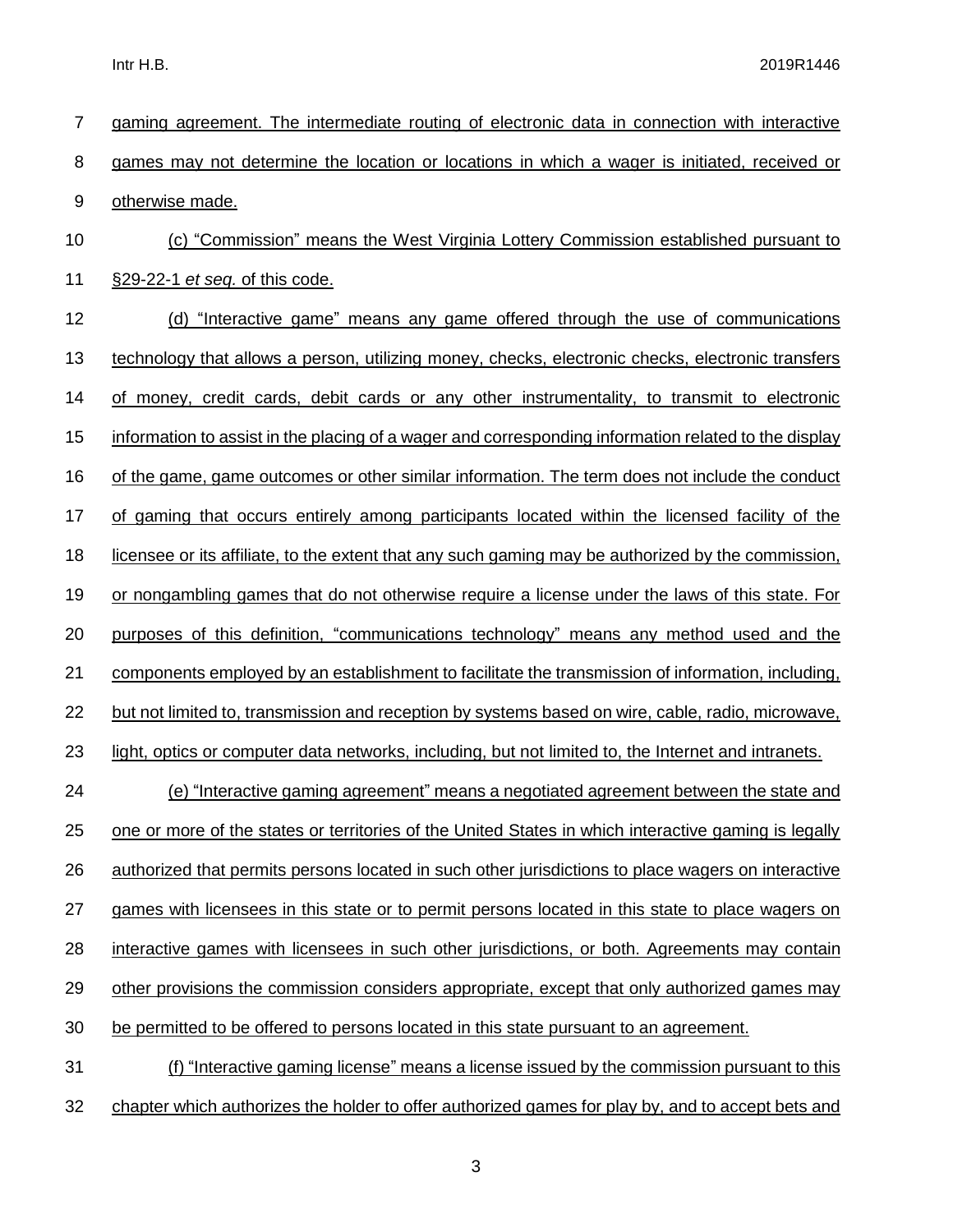gaming agreement. The intermediate routing of electronic data in connection with interactive games may not determine the location or locations in which a wager is initiated, received or otherwise made.

(c) "Commission" means the West Virginia Lottery Commission established pursuant to §29-22-1 *et seq.* of this code.

(d) "Interactive game" means any game offered through the use of communications technology that allows a person, utilizing money, checks, electronic checks, electronic transfers of money, credit cards, debit cards or any other instrumentality, to transmit to electronic information to assist in the placing of a wager and corresponding information related to the display of the game, game outcomes or other similar information. The term does not include the conduct of gaming that occurs entirely among participants located within the licensed facility of the licensee or its affiliate, to the extent that any such gaming may be authorized by the commission, or nongambling games that do not otherwise require a license under the laws of this state. For purposes of this definition, "communications technology" means any method used and the components employed by an establishment to facilitate the transmission of information, including, but not limited to, transmission and reception by systems based on wire, cable, radio, microwave, light, optics or computer data networks, including, but not limited to, the Internet and intranets.

(e) "Interactive gaming agreement" means a negotiated agreement between the state and one or more of the states or territories of the United States in which interactive gaming is legally authorized that permits persons located in such other jurisdictions to place wagers on interactive games with licensees in this state or to permit persons located in this state to place wagers on interactive games with licensees in such other jurisdictions, or both. Agreements may contain other provisions the commission considers appropriate, except that only authorized games may be permitted to be offered to persons located in this state pursuant to an agreement.

(f) "Interactive gaming license" means a license issued by the commission pursuant to this chapter which authorizes the holder to offer authorized games for play by, and to accept bets and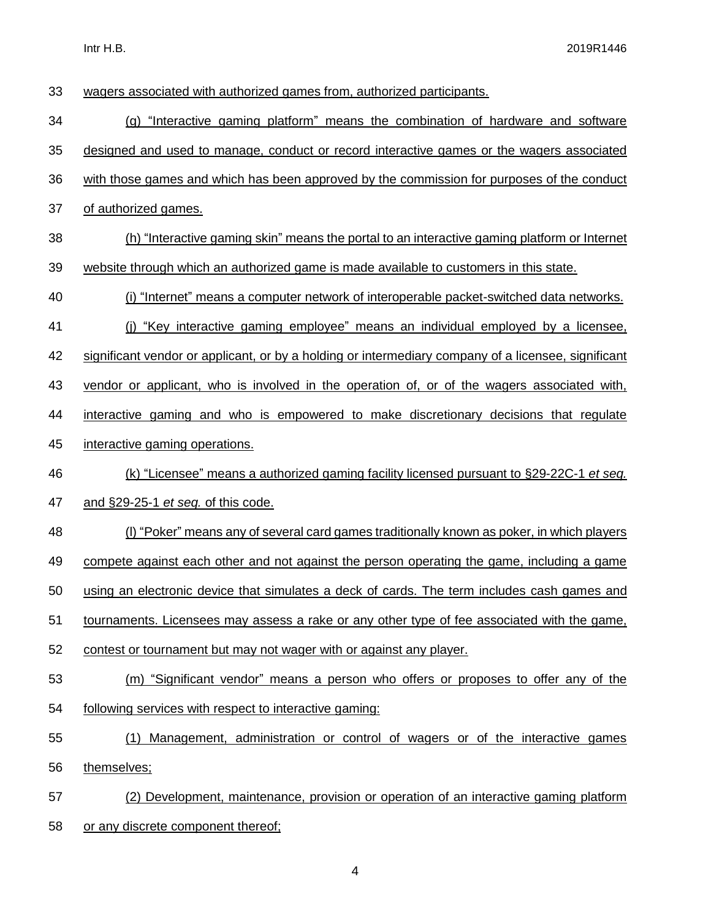wagers associated with authorized games from, authorized participants.

(g) "Interactive gaming platform" means the combination of hardware and software designed and used to manage, conduct or record interactive games or the wagers associated with those games and which has been approved by the commission for purposes of the conduct of authorized games.

(h) "Interactive gaming skin" means the portal to an interactive gaming platform or Internet website through which an authorized game is made available to customers in this state.

(i) "Internet" means a computer network of interoperable packet-switched data networks.

(j) "Key interactive gaming employee" means an individual employed by a licensee, significant vendor or applicant, or by a holding or intermediary company of a licensee, significant vendor or applicant, who is involved in the operation of, or of the wagers associated with, interactive gaming and who is empowered to make discretionary decisions that regulate interactive gaming operations.

(k) "Licensee" means a authorized gaming facility licensed pursuant to §29-22C-1 *et seq.* and §29-25-1 *et seq.* of this code.

(l) "Poker" means any of several card games traditionally known as poker, in which players compete against each other and not against the person operating the game, including a game using an electronic device that simulates a deck of cards. The term includes cash games and tournaments. Licensees may assess a rake or any other type of fee associated with the game, contest or tournament but may not wager with or against any player.

(m) "Significant vendor" means a person who offers or proposes to offer any of the following services with respect to interactive gaming:

(1) Management, administration or control of wagers or of the interactive games themselves;

(2) Development, maintenance, provision or operation of an interactive gaming platform or any discrete component thereof;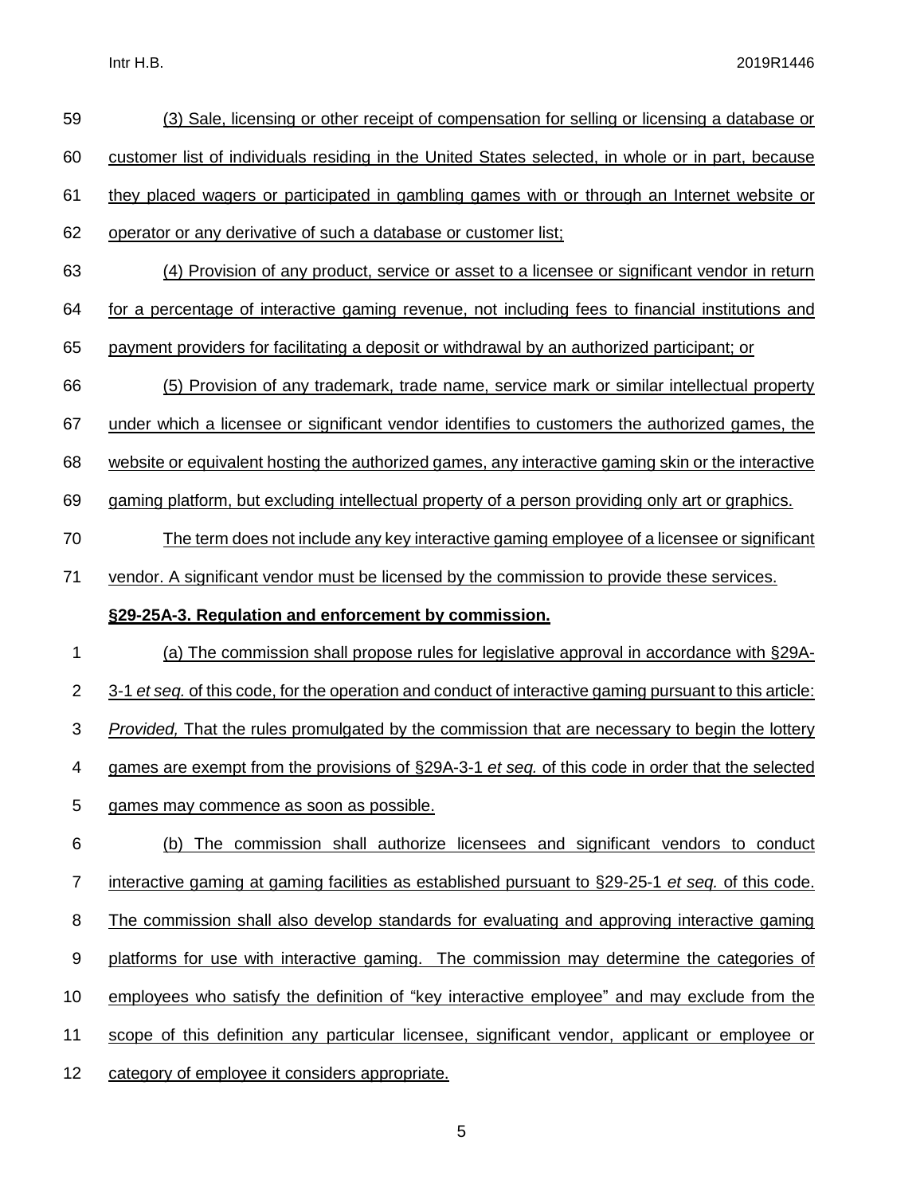(3) Sale, licensing or other receipt of compensation for selling or licensing a database or customer list of individuals residing in the United States selected, in whole or in part, because they placed wagers or participated in gambling games with or through an Internet website or operator or any derivative of such a database or customer list;

(4) Provision of any product, service or asset to a licensee or significant vendor in return for a percentage of interactive gaming revenue, not including fees to financial institutions and payment providers for facilitating a deposit or withdrawal by an authorized participant; or

(5) Provision of any trademark, trade name, service mark or similar intellectual property under which a licensee or significant vendor identifies to customers the authorized games, the website or equivalent hosting the authorized games, any interactive gaming skin or the interactive gaming platform, but excluding intellectual property of a person providing only art or graphics.

The term does not include any key interactive gaming employee of a licensee or significant vendor. A significant vendor must be licensed by the commission to provide these services.

**§29-25A-3. Regulation and enforcement by commission.**

(a) The commission shall propose rules for legislative approval in accordance with §29A-3-1 *et seq.* of this code, for the operation and conduct of interactive gaming pursuant to this article: *Provided,* That the rules promulgated by the commission that are necessary to begin the lottery games are exempt from the provisions of §29A-3-1 *et seq.* of this code in order that the selected games may commence as soon as possible.

(b) The commission shall authorize licensees and significant vendors to conduct interactive gaming at gaming facilities as established pursuant to §29-25-1 *et seq.* of this code. The commission shall also develop standards for evaluating and approving interactive gaming platforms for use with interactive gaming. The commission may determine the categories of employees who satisfy the definition of "key interactive employee" and may exclude from the scope of this definition any particular licensee, significant vendor, applicant or employee or category of employee it considers appropriate.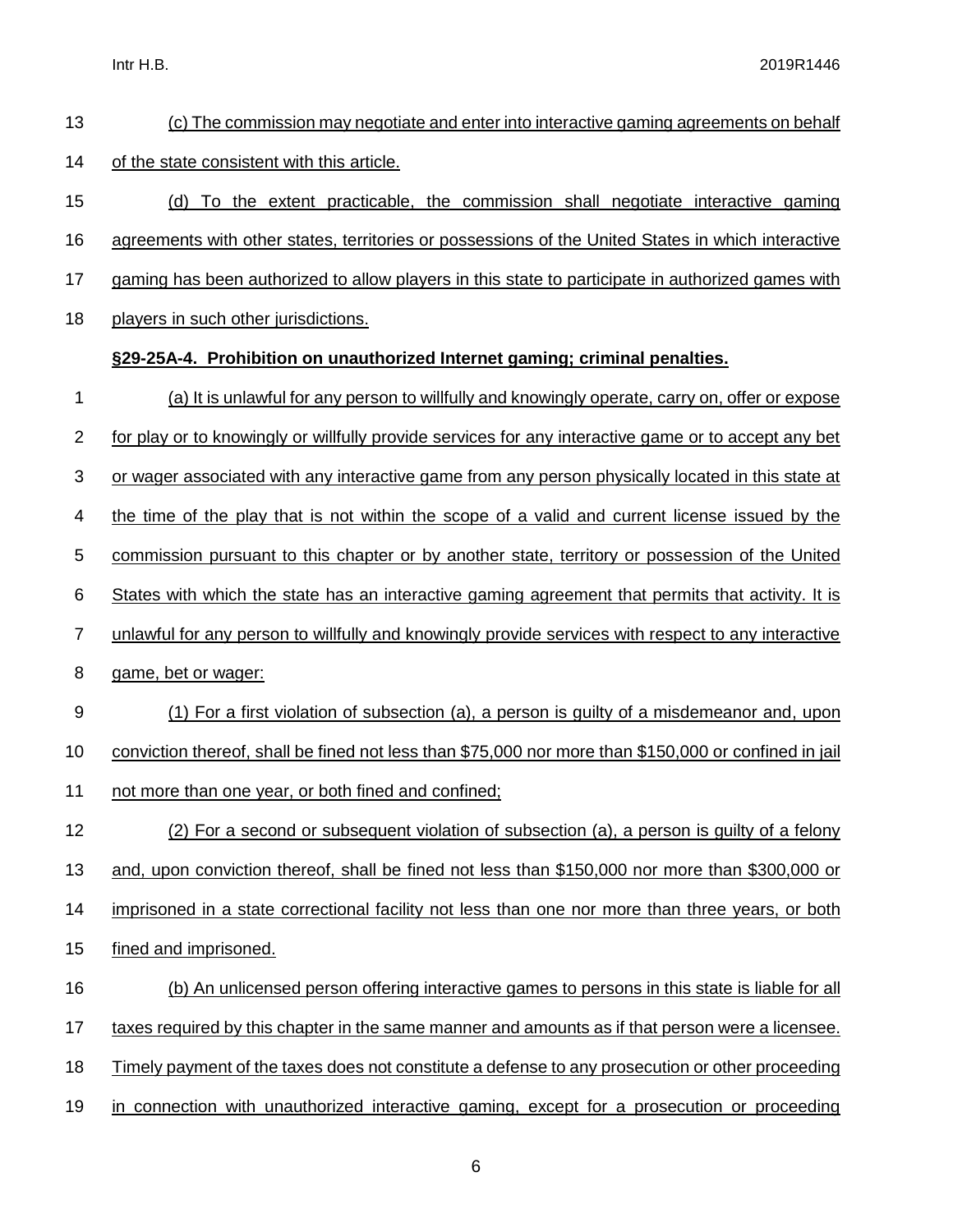(c) The commission may negotiate and enter into interactive gaming agreements on behalf of the state consistent with this article.

(d) To the extent practicable, the commission shall negotiate interactive gaming agreements with other states, territories or possessions of the United States in which interactive gaming has been authorized to allow players in this state to participate in authorized games with players in such other jurisdictions.

**§29-25A-4. Prohibition on unauthorized Internet gaming; criminal penalties.**

(a) It is unlawful for any person to willfully and knowingly operate, carry on, offer or expose for play or to knowingly or willfully provide services for any interactive game or to accept any bet or wager associated with any interactive game from any person physically located in this state at the time of the play that is not within the scope of a valid and current license issued by the commission pursuant to this chapter or by another state, territory or possession of the United States with which the state has an interactive gaming agreement that permits that activity. It is unlawful for any person to willfully and knowingly provide services with respect to any interactive game, bet or wager:

(1) For a first violation of subsection (a), a person is guilty of a misdemeanor and, upon conviction thereof, shall be fined not less than $75,000 nor more than $150,000 or confined in jail not more than one year, or both fined and confined;

(2) For a second or subsequent violation of subsection (a), a person is guilty of a felony and, upon conviction thereof, shall be fined not less than $150,000 nor more than $300,000 or imprisoned in a state correctional facility not less than one nor more than three years, or both fined and imprisoned.

(b) An unlicensed person offering interactive games to persons in this state is liable for all taxes required by this chapter in the same manner and amounts as if that person were a licensee. Timely payment of the taxes does not constitute a defense to any prosecution or other proceeding in connection with unauthorized interactive gaming, except for a prosecution or proceeding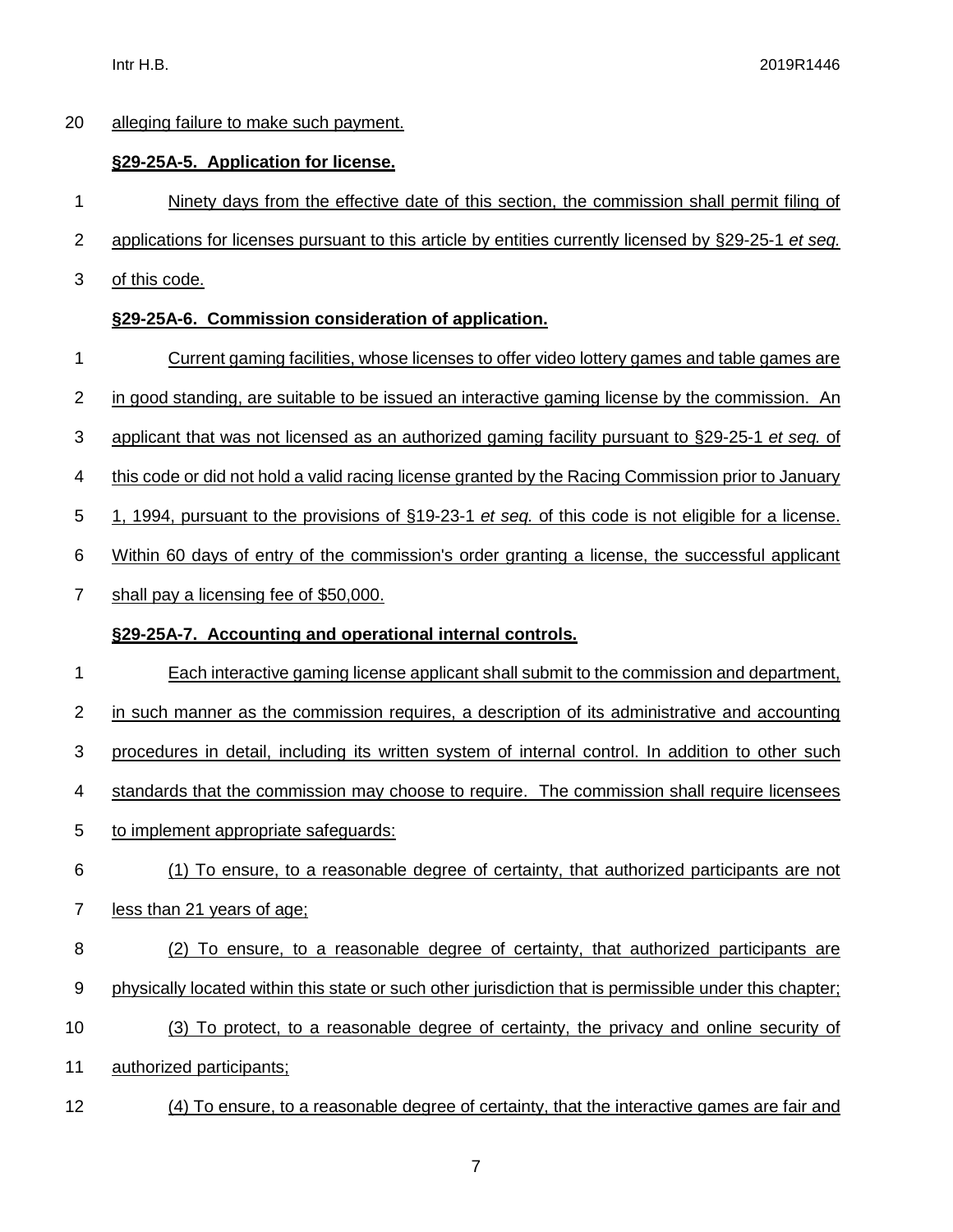alleging failure to make such payment.

**§29-25A-5. Application for license.**

Ninety days from the effective date of this section, the commission shall permit filing of applications for licenses pursuant to this article by entities currently licensed by §29-25-1 *et seq.* of this code.

**§29-25A-6. Commission consideration of application.**

Current gaming facilities, whose licenses to offer video lottery games and table games are in good standing, are suitable to be issued an interactive gaming license by the commission. An applicant that was not licensed as an authorized gaming facility pursuant to §29-25-1 *et seq.* of this code or did not hold a valid racing license granted by the Racing Commission prior to January 1, 1994, pursuant to the provisions of §19-23-1 *et seq.* of this code is not eligible for a license. Within 60 days of entry of the commission's order granting a license, the successful applicant shall pay a licensing fee of $50,000.

**§29-25A-7. Accounting and operational internal controls.**

Each interactive gaming license applicant shall submit to the commission and department, in such manner as the commission requires, a description of its administrative and accounting procedures in detail, including its written system of internal control. In addition to other such standards that the commission may choose to require. The commission shall require licensees to implement appropriate safeguards:

(1) To ensure, to a reasonable degree of certainty, that authorized participants are not less than 21 years of age;

(2) To ensure, to a reasonable degree of certainty, that authorized participants are physically located within this state or such other jurisdiction that is permissible under this chapter;

(3) To protect, to a reasonable degree of certainty, the privacy and online security of authorized participants;

(4) To ensure, to a reasonable degree of certainty, that the interactive games are fair and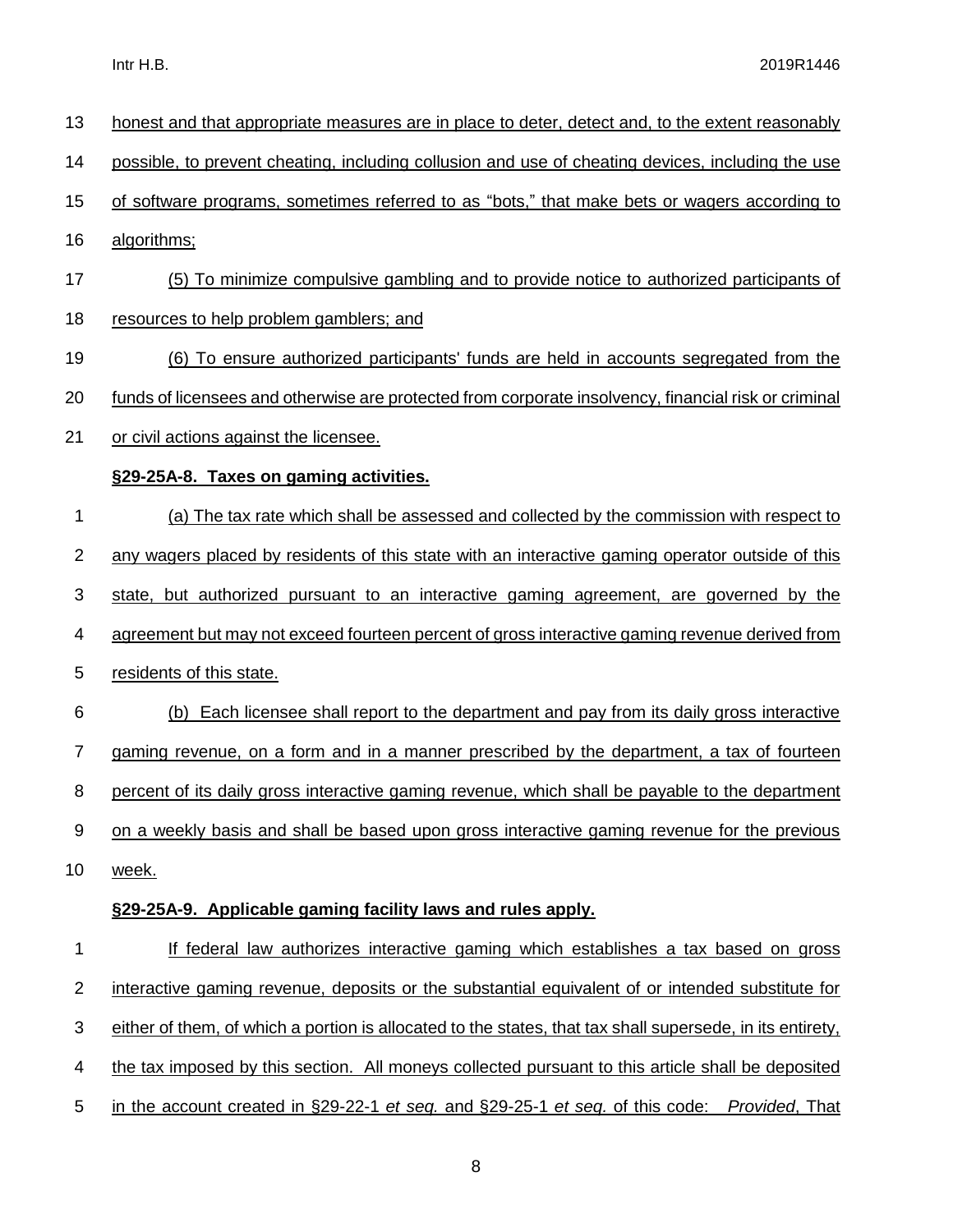honest and that appropriate measures are in place to deter, detect and, to the extent reasonably possible, to prevent cheating, including collusion and use of cheating devices, including the use of software programs, sometimes referred to as "bots," that make bets or wagers according to algorithms;

(5) To minimize compulsive gambling and to provide notice to authorized participants of resources to help problem gamblers; and

(6) To ensure authorized participants' funds are held in accounts segregated from the funds of licensees and otherwise are protected from corporate insolvency, financial risk or criminal or civil actions against the licensee.

**§29-25A-8. Taxes on gaming activities.**

(a) The tax rate which shall be assessed and collected by the commission with respect to any wagers placed by residents of this state with an interactive gaming operator outside of this state, but authorized pursuant to an interactive gaming agreement, are governed by the agreement but may not exceed fourteen percent of gross interactive gaming revenue derived from residents of this state.

(b) Each licensee shall report to the department and pay from its daily gross interactive gaming revenue, on a form and in a manner prescribed by the department, a tax of fourteen percent of its daily gross interactive gaming revenue, which shall be payable to the department on a weekly basis and shall be based upon gross interactive gaming revenue for the previous week.

**§29-25A-9. Applicable gaming facility laws and rules apply.**

If federal law authorizes interactive gaming which establishes a tax based on gross interactive gaming revenue, deposits or the substantial equivalent of or intended substitute for either of them, of which a portion is allocated to the states, that tax shall supersede, in its entirety, the tax imposed by this section. All moneys collected pursuant to this article shall be deposited in the account created in §29-22-1 *et seq.* and §29-25-1 *et seq.* of this code: *Provided*, That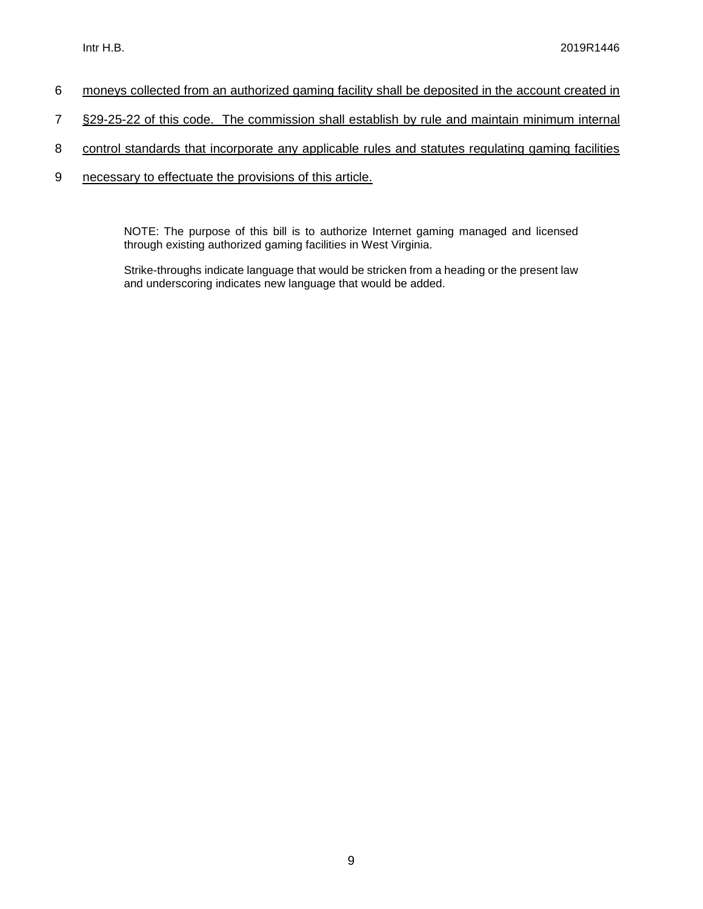6 <u>moneys collected from an authorized gaming facility shall be deposited in the account created in</u>

7 <u>§29-25-22 of this code. The commission shall establish by rule and maintain minimum internal</u>

8 <u>control standards that incorporate any applicable rules and statutes regulating gaming facilities</u>

9 <u>necessary to effectuate the provisions of this article.</u>

NOTE: The purpose of this bill is to authorize Internet gaming managed and licensed through existing authorized gaming facilities in West Virginia.

Strike-throughs indicate language that would be stricken from a heading or the present law and underscoring indicates new language that would be added.